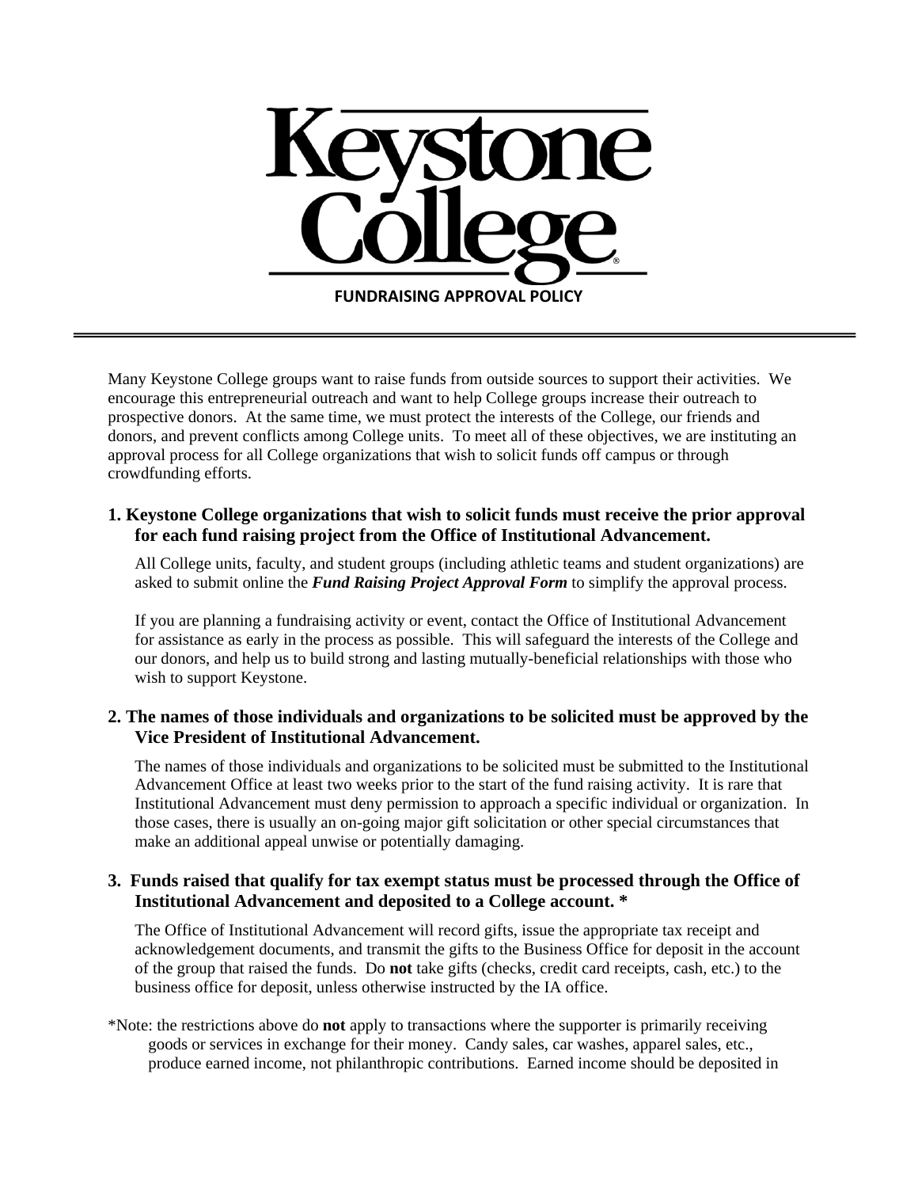# Keystone College

## FUNDRAISING APPROVAL POLICY

Many Keystone College groups want to raise funds from outside sources to support their activities. We encourage this entrepreneurial outreach and want to help College groups increase their outreach to prospective donors. At the same time, we must protect the interests of the College, our friends and donors, and prevent conflicts among College units. To meet all of these objectives, we are instituting an approval process for all College organizations that wish to solicit funds off campus or through crowdfunding efforts.

### 1. Keystone College organizations that wish to solicit funds must receive the prior approval for each fund raising project from the Office of Institutional Advancement.

All College units, faculty, and student groups (including athletic teams and student organizations) are asked to submit online the ***Fund Raising Project Approval Form*** to simplify the approval process.

If you are planning a fundraising activity or event, contact the Office of Institutional Advancement for assistance as early in the process as possible. This will safeguard the interests of the College and our donors, and help us to build strong and lasting mutually-beneficial relationships with those who wish to support Keystone.

### 2. The names of those individuals and organizations to be solicited must be approved by the Vice President of Institutional Advancement.

The names of those individuals and organizations to be solicited must be submitted to the Institutional Advancement Office at least two weeks prior to the start of the fund raising activity. It is rare that Institutional Advancement must deny permission to approach a specific individual or organization. In those cases, there is usually an on-going major gift solicitation or other special circumstances that make an additional appeal unwise or potentially damaging.

### 3. Funds raised that qualify for tax exempt status must be processed through the Office of Institutional Advancement and deposited to a College account. *

The Office of Institutional Advancement will record gifts, issue the appropriate tax receipt and acknowledgement documents, and transmit the gifts to the Business Office for deposit in the account of the group that raised the funds. Do **not** take gifts (checks, credit card receipts, cash, etc.) to the business office for deposit, unless otherwise instructed by the IA office.

*Note: the restrictions above do **not** apply to transactions where the supporter is primarily receiving goods or services in exchange for their money. Candy sales, car washes, apparel sales, etc., produce earned income, not philanthropic contributions. Earned income should be deposited in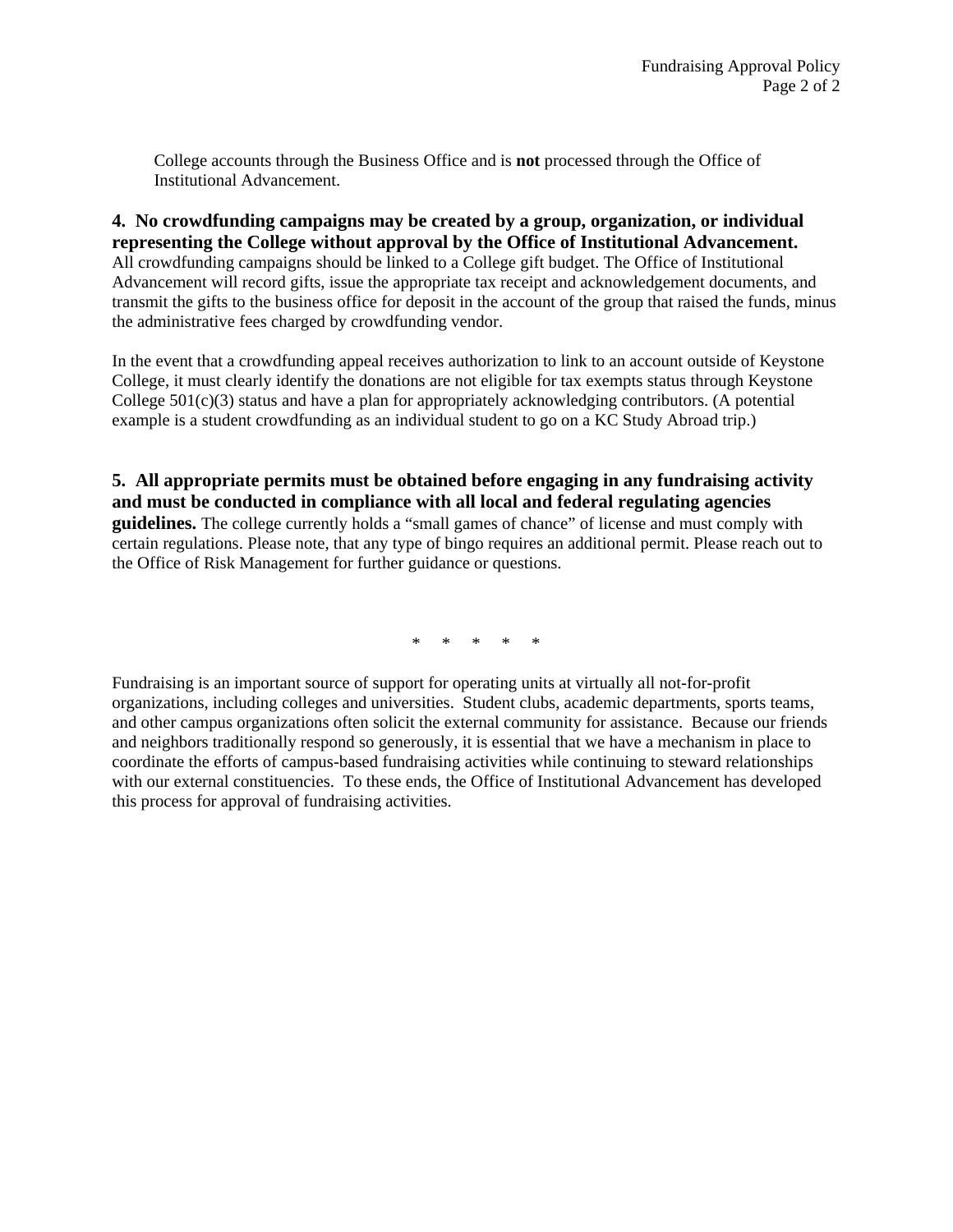College accounts through the Business Office and is **not** processed through the Office of Institutional Advancement.

**4. No crowdfunding campaigns may be created by a group, organization, or individual representing the College without approval by the Office of Institutional Advancement.** All crowdfunding campaigns should be linked to a College gift budget. The Office of Institutional Advancement will record gifts, issue the appropriate tax receipt and acknowledgement documents, and transmit the gifts to the business office for deposit in the account of the group that raised the funds, minus the administrative fees charged by crowdfunding vendor.

In the event that a crowdfunding appeal receives authorization to link to an account outside of Keystone College, it must clearly identify the donations are not eligible for tax exempts status through Keystone College 501(c)(3) status and have a plan for appropriately acknowledging contributors. (A potential example is a student crowdfunding as an individual student to go on a KC Study Abroad trip.)

**5. All appropriate permits must be obtained before engaging in any fundraising activity and must be conducted in compliance with all local and federal regulating agencies guidelines.** The college currently holds a "small games of chance" of license and must comply with certain regulations. Please note, that any type of bingo requires an additional permit. Please reach out to the Office of Risk Management for further guidance or questions.

\* \* \* \* \*

Fundraising is an important source of support for operating units at virtually all not-for-profit organizations, including colleges and universities. Student clubs, academic departments, sports teams, and other campus organizations often solicit the external community for assistance. Because our friends and neighbors traditionally respond so generously, it is essential that we have a mechanism in place to coordinate the efforts of campus-based fundraising activities while continuing to steward relationships with our external constituencies. To these ends, the Office of Institutional Advancement has developed this process for approval of fundraising activities.